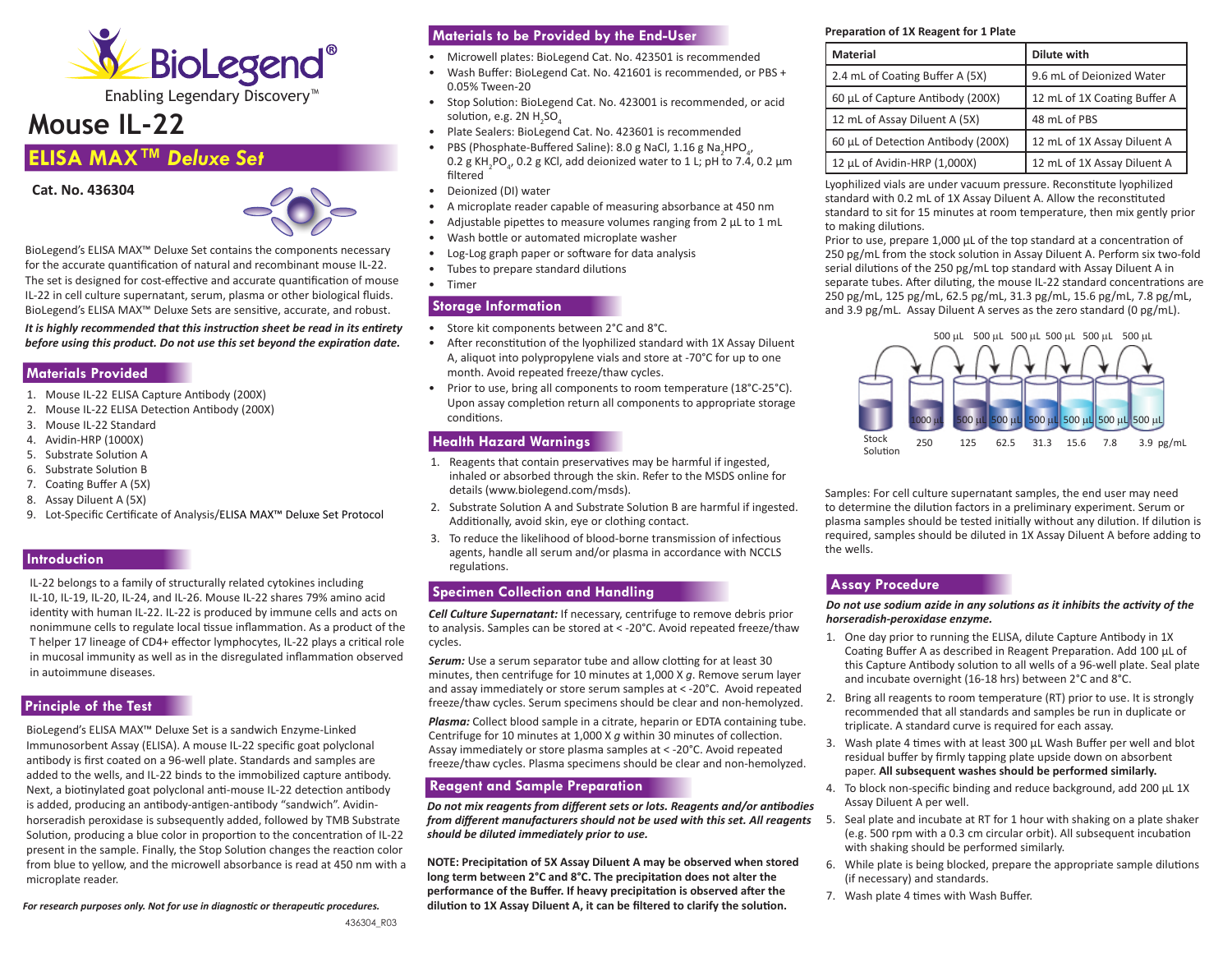# Mouse IL-22

## ELISA MAX™ *Deluxe Set*

**Cat. No. 436304**

BioLegend's ELISA MAX™ Deluxe Set contains the components necessary for the accurate quantification of natural and recombinant mouse IL-22. The set is designed for cost-effective and accurate quantification of mouse IL-22 in cell culture supernatant, serum, plasma or other biological fluids. BioLegend's ELISA MAX™ Deluxe Sets are sensitive, accurate, and robust.

***It is highly recommended that this instruction sheet be read in its entirety before using this product. Do not use this set beyond the expiration date.***

## Materials Provided

1. Mouse IL-22 ELISA Capture Antibody (200X)
2. Mouse IL-22 ELISA Detection Antibody (200X)
3. Mouse IL-22 Standard
4. Avidin-HRP (1000X)
5. Substrate Solution A
6. Substrate Solution B
7. Coating Buffer A (5X)
8. Assay Diluent A (5X)
9. Lot-Specific Certificate of Analysis/ELISA MAX™ Deluxe Set Protocol

## Introduction

IL-22 belongs to a family of structurally related cytokines including IL-10, IL-19, IL-20, IL-24, and IL-26. Mouse IL-22 shares 79% amino acid identity with human IL-22. IL-22 is produced by immune cells and acts on nonimmune cells to regulate local tissue inflammation. As a product of the T helper 17 lineage of CD4+ effector lymphocytes, IL-22 plays a critical role in mucosal immunity as well as in the disregulated inflammation observed in autoimmune diseases.

## Principle of the Test

BioLegend's ELISA MAX™ Deluxe Set is a sandwich Enzyme-Linked Immunosorbent Assay (ELISA). A mouse IL-22 specific goat polyclonal antibody is first coated on a 96-well plate. Standards and samples are added to the wells, and IL-22 binds to the immobilized capture antibody. Next, a biotinylated goat polyclonal anti-mouse IL-22 detection antibody is added, producing an antibody-antigen-antibody "sandwich". Avidin-horseradish peroxidase is subsequently added, followed by TMB Substrate Solution, producing a blue color in proportion to the concentration of IL-22 present in the sample. Finally, the Stop Solution changes the reaction color from blue to yellow, and the microwell absorbance is read at 450 nm with a microplate reader.

*For research purposes only. Not for use in diagnostic or therapeutic procedures.*

## Materials to be Provided by the End-User

- Microwell plates: BioLegend Cat. No. 423501 is recommended
- Wash Buffer: BioLegend Cat. No. 421601 is recommended, or PBS + 0.05% Tween-20
- Stop Solution: BioLegend Cat. No. 423001 is recommended, or acid solution, e.g. 2N $H_2SO_4$
- Plate Sealers: BioLegend Cat. No. 423601 is recommended
- PBS (Phosphate-Buffered Saline): 8.0 g NaCl, 1.16 g $Na_2HPO_4$, 0.2 g $KH_2PO_4$, 0.2 g KCl, add deionized water to 1 L; pH to 7.4, 0.2 µm filtered
- Deionized (DI) water
- A microplate reader capable of measuring absorbance at 450 nm
- Adjustable pipettes to measure volumes ranging from 2 µL to 1 mL
- Wash bottle or automated microplate washer
- Log-Log graph paper or software for data analysis
- Tubes to prepare standard dilutions
- Timer

## Storage Information

- Store kit components between 2°C and 8°C.
- After reconstitution of the lyophilized standard with 1X Assay Diluent A, aliquot into polypropylene vials and store at -70°C for up to one month. Avoid repeated freeze/thaw cycles.
- Prior to use, bring all components to room temperature (18°C-25°C). Upon assay completion return all components to appropriate storage conditions.

## Health Hazard Warnings

1. Reagents that contain preservatives may be harmful if ingested, inhaled or absorbed through the skin. Refer to the MSDS online for details (www.biolegend.com/msds).
2. Substrate Solution A and Substrate Solution B are harmful if ingested. Additionally, avoid skin, eye or clothing contact.
3. To reduce the likelihood of blood-borne transmission of infectious agents, handle all serum and/or plasma in accordance with NCCLS regulations.

## Specimen Collection and Handling

***Cell Culture Supernatant:*** If necessary, centrifuge to remove debris prior to analysis. Samples can be stored at < -20°C. Avoid repeated freeze/thaw cycles.

***Serum:*** Use a serum separator tube and allow clotting for at least 30 minutes, then centrifuge for 10 minutes at 1,000 X *g*. Remove serum layer and assay immediately or store serum samples at < -20°C. Avoid repeated freeze/thaw cycles. Serum specimens should be clear and non-hemolyzed.

***Plasma:*** Collect blood sample in a citrate, heparin or EDTA containing tube. Centrifuge for 10 minutes at 1,000 X *g* within 30 minutes of collection. Assay immediately or store plasma samples at < -20°C. Avoid repeated freeze/thaw cycles. Plasma specimens should be clear and non-hemolyzed.

## Reagent and Sample Preparation

***Do not mix reagents from different sets or lots. Reagents and/or antibodies from different manufacturers should not be used with this set. All reagents should be diluted immediately prior to use.***

**NOTE: Precipitation of 5X Assay Diluent A may be observed when stored long term between 2°C and 8°C. The precipitation does not affect the performance of the Buffer. If heavy precipitation is observed after the dilution to 1X Assay Diluent A, it can be filtered to clarify the solution.**

**Preparation of 1X Reagent for 1 Plate**

| Material | Dilute with |
|---|---|
| 2.4 mL of Coating Buffer A (5X) | 9.6 mL of Deionized Water |
| 60 µL of Capture Antibody (200X) | 12 mL of 1X Coating Buffer A |
| 12 mL of Assay Diluent A (5X) | 48 mL of PBS |
| 60 µL of Detection Antibody (200X) | 12 mL of 1X Assay Diluent A |
| 12 µL of Avidin-HRP (1,000X) | 12 mL of 1X Assay Diluent A |

Lyophilized vials are under vacuum pressure. Reconstitute lyophilized standard with 0.2 mL of 1X Assay Diluent A. Allow the reconstituted standard to sit for 15 minutes at room temperature, then mix gently prior to making dilutions.

Prior to use, prepare 1,000 µL of the top standard at a concentration of 250 pg/mL from the stock solution in Assay Diluent A. Perform six two-fold serial dilutions of the 250 pg/mL top standard with Assay Diluent A in separate tubes. After diluting, the mouse IL-22 standard concentrations are 250 pg/mL, 125 pg/mL, 62.5 pg/mL, 31.3 pg/mL, 15.6 pg/mL, 7.8 pg/mL, and 3.9 pg/mL. Assay Diluent A serves as the zero standard (0 pg/mL).

500 µL 500 µL 500 µL 500 µL 500 µL 500 µL

Stock Solution | 1000 µL: 250 | 500 µL: 125 | 500 µL: 62.5 | 500 µL: 31.3 | 500 µL: 15.6 | 500 µL: 7.8 | 500 µL: 3.9 pg/mL

Samples: For cell culture supernatant samples, the end user may need to determine the dilution factors in a preliminary experiment. Serum or plasma samples should be tested initially without any dilution. If dilution is required, samples should be diluted in 1X Assay Diluent A before adding to the wells.

## Assay Procedure

***Do not use sodium azide in any solutions as it inhibits the activity of the horseradish-peroxidase enzyme.***

1. One day prior to running the ELISA, dilute Capture Antibody in 1X Coating Buffer A as described in Reagent Preparation. Add 100 µL of this Capture Antibody solution to all wells of a 96-well plate. Seal plate and incubate overnight (16-18 hrs) between 2°C and 8°C.
2. Bring all reagents to room temperature (RT) prior to use. It is strongly recommended that all standards and samples be run in duplicate or triplicate. A standard curve is required for each assay.
3. Wash plate 4 times with at least 300 µL Wash Buffer per well and blot residual buffer by firmly tapping plate upside down on absorbent paper. **All subsequent washes should be performed similarly.**
4. To block non-specific binding and reduce background, add 200 µL 1X Assay Diluent A per well.
5. Seal plate and incubate at RT for 1 hour with shaking on a plate shaker (e.g. 500 rpm with a 0.3 cm circular orbit). All subsequent incubation with shaking should be performed similarly.
6. While plate is being blocked, prepare the appropriate sample dilutions (if necessary) and standards.
7. Wash plate 4 times with Wash Buffer.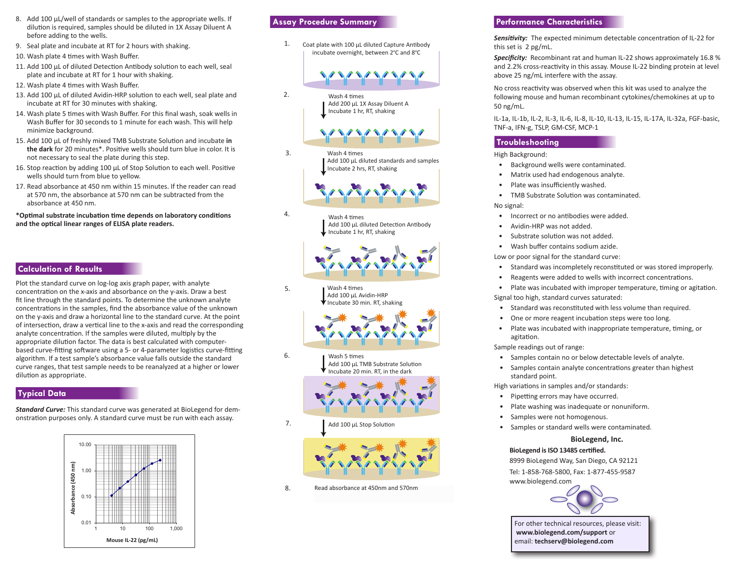8. Add 100 µL/well of standards or samples to the appropriate wells. If dilution is required, samples should be diluted in 1X Assay Diluent A before adding to the wells.
9. Seal plate and incubate at RT for 2 hours with shaking.
10. Wash plate 4 times with Wash Buffer.
11. Add 100 µL of diluted Detection Antibody solution to each well, seal plate and incubate at RT for 1 hour with shaking.
12. Wash plate 4 times with Wash Buffer.
13. Add 100 µL of diluted Avidin-HRP solution to each well, seal plate and incubate at RT for 30 minutes with shaking.
14. Wash plate 5 times with Wash Buffer. For this final wash, soak wells in Wash Buffer for 30 seconds to 1 minute for each wash. This will help minimize background.
15. Add 100 µL of freshly mixed TMB Substrate Solution and incubate **in the dark** for 20 minutes*. Positive wells should turn blue in color. It is not necessary to seal the plate during this step.
16. Stop reaction by adding 100 µL of Stop Solution to each well. Positive wells should turn from blue to yellow.
17. Read absorbance at 450 nm within 15 minutes. If the reader can read at 570 nm, the absorbance at 570 nm can be subtracted from the absorbance at 450 nm.

**\*Optimal substrate incubation time depends on laboratory conditions and the optical linear ranges of ELISA plate readers.**

## Calculation of Results

Plot the standard curve on log-log axis graph paper, with analyte concentration on the x-axis and absorbance on the y-axis. Draw a best fit line through the standard points. To determine the unknown analyte concentrations in the samples, find the absorbance value of the unknown on the y-axis and draw a horizontal line to the standard curve. At the point of intersection, draw a vertical line to the x-axis and read the corresponding analyte concentration. If the samples were diluted, multiply by the appropriate dilution factor. The data is best calculated with computer-based curve-fitting software using a 5- or 4-parameter logistics curve-fitting algorithm. If a test sample's absorbance value falls outside the standard curve ranges, that test sample needs to be reanalyzed at a higher or lower dilution as appropriate.

## Typical Data

***Standard Curve:*** This standard curve was generated at BioLegend for demonstration purposes only. A standard curve must be run with each assay.

Absorbance (450 nm)
10.00
1.00
0.10
0.01
1
10
100
1,000
Mouse IL-22 (pg/mL)

## Assay Procedure Summary

1. Coat plate with 100 µL diluted Capture Antibody incubate overnight, between 2°C and 8°C
2. Wash 4 times
   Add 200 µL 1X Assay Diluent A
   Incubate 1 hr, RT, shaking
3. Wash 4 times
   Add 100 µL diluted standards and samples
   Incubate 2 hrs, RT, shaking
4. Wash 4 times
   Add 100 µL diluted Detection Antibody
   Incubate 1 hr, RT, shaking
5. Wash 4 times
   Add 100 µL Avidin-HRP
   Incubate 30 min. RT, shaking
6. Wash 5 times
   Add 100 µL TMB Substrate Solution
   Incubate 20 min. RT, in the dark
7. Add 100 µL Stop Solution
8. Read absorbance at 450nm and 570nm

## Performance Characteristics

***Sensitivity:*** The expected minimum detectable concentration of IL-22 for this set is 2 pg/mL.

***Specificity:*** Recombinant rat and human IL-22 shows approximately 16.8 % and 2.2% cross-reactivity in this assay. Mouse IL-22 binding protein at level above 25 ng/mL interfere with the assay.

No cross reactivity was observed when this kit was used to analyze the following mouse and human recombinant cytokines/chemokines at up to 50 ng/mL.

IL-1a, IL-1b, IL-2, IL-3, IL-6, IL-8, IL-10, IL-13, IL-15, IL-17A, IL-32a, FGF-basic, TNF-a, IFN-g, TSLP, GM-CSF, MCP-1

## Troubleshooting

High Background:

- Background wells were contaminated.
- Matrix used had endogenous analyte.
- Plate was insufficiently washed.
- TMB Substrate Solution was contaminated.

No signal:

- Incorrect or no antibodies were added.
- Avidin-HRP was not added.
- Substrate solution was not added.
- Wash buffer contains sodium azide.

Low or poor signal for the standard curve:

- Standard was incompletely reconstituted or was stored improperly.
- Reagents were added to wells with incorrect concentrations.
- Plate was incubated with improper temperature, timing or agitation.

Signal too high, standard curves saturated:

- Standard was reconstituted with less volume than required.
- One or more reagent incubation steps were too long.
- Plate was incubated with inappropriate temperature, timing, or agitation.

Sample readings out of range:

- Samples contain no or below detectable levels of analyte.
- Samples contain analyte concentrations greater than highest standard point.

High variations in samples and/or standards:

- Pipetting errors may have occurred.
- Plate washing was inadequate or nonuniform.
- Samples were not homogenous.
- Samples or standard wells were contaminated.

**BioLegend, Inc.**

**BioLegend is ISO 13485 certified.**

8999 BioLegend Way, San Diego, CA 92121

Tel: 1-858-768-5800, Fax: 1-877-455-9587

www.biolegend.com

For other technical resources, please visit: **www.biolegend.com/support** or email: **techserv@biolegend.com**